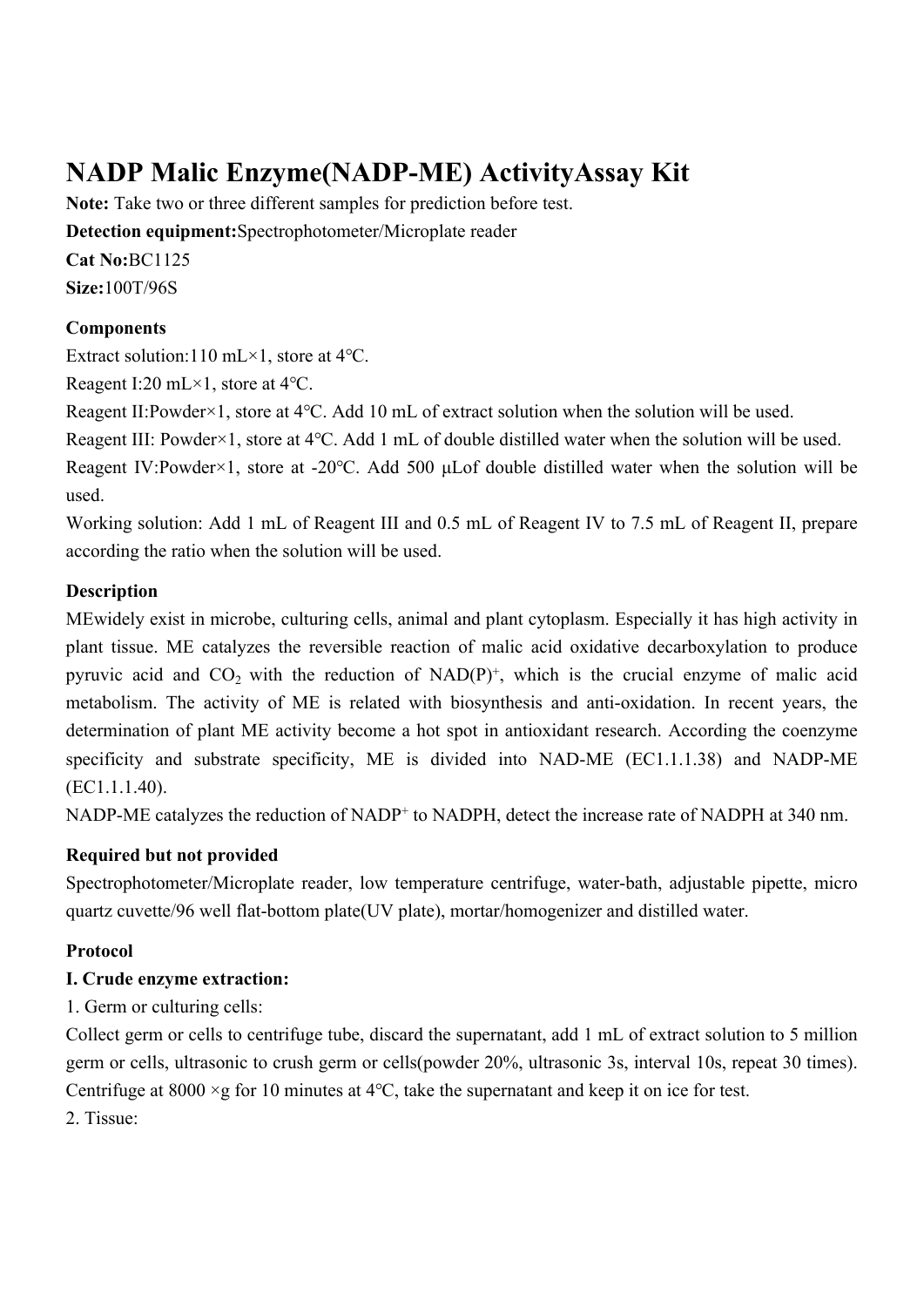# NADP Malic Enzyme(NADP-ME) ActivityAssay Kit

**Note:** Take two or three different samples for prediction before test.

**Detection equipment:**Spectrophotometer/Microplate reader

**Cat No:**BC1125

**Size:**100T/96S

**Components**

Extract solution:110 mL×1, store at 4°C.

Reagent I:20 mL×1, store at 4°C.

Reagent II:Powder×1, store at 4°C. Add 10 mL of extract solution when the solution will be used.

Reagent III: Powder×1, store at 4°C. Add 1 mL of double distilled water when the solution will be used.

Reagent IV:Powder×1, store at -20°C. Add 500 μLof double distilled water when the solution will be used.

Working solution: Add 1 mL of Reagent III and 0.5 mL of Reagent IV to 7.5 mL of Reagent II, prepare according the ratio when the solution will be used.

**Description**

MEwidely exist in microbe, culturing cells, animal and plant cytoplasm. Especially it has high activity in plant tissue. ME catalyzes the reversible reaction of malic acid oxidative decarboxylation to produce pyruvic acid and $CO_2$ with the reduction of $NAD(P)^+$, which is the crucial enzyme of malic acid metabolism. The activity of ME is related with biosynthesis and anti-oxidation. In recent years, the determination of plant ME activity become a hot spot in antioxidant research. According the coenzyme specificity and substrate specificity, ME is divided into NAD-ME (EC1.1.1.38) and NADP-ME (EC1.1.1.40).

NADP-ME catalyzes the reduction of $NADP^+$ to NADPH, detect the increase rate of NADPH at 340 nm.

**Required but not provided**

Spectrophotometer/Microplate reader, low temperature centrifuge, water-bath, adjustable pipette, micro quartz cuvette/96 well flat-bottom plate(UV plate), mortar/homogenizer and distilled water.

**Protocol**

**I. Crude enzyme extraction:**

1. Germ or culturing cells:

Collect germ or cells to centrifuge tube, discard the supernatant, add 1 mL of extract solution to 5 million germ or cells, ultrasonic to crush germ or cells(powder 20%, ultrasonic 3s, interval 10s, repeat 30 times). Centrifuge at 8000 ×g for 10 minutes at 4°C, take the supernatant and keep it on ice for test.

2. Tissue: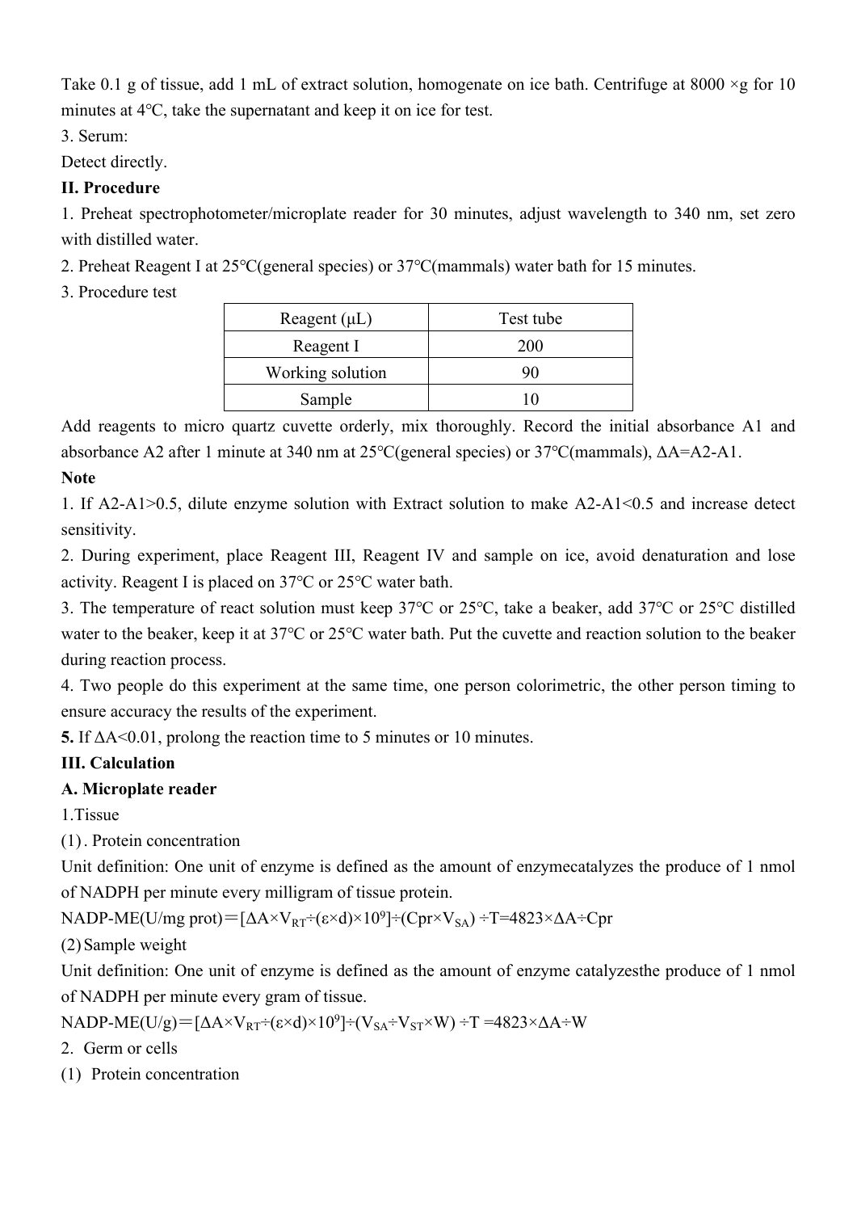Take 0.1 g of tissue, add 1 mL of extract solution, homogenate on ice bath. Centrifuge at 8000 ×g for 10 minutes at 4°C, take the supernatant and keep it on ice for test.

3. Serum:

Detect directly.

**II. Procedure**

1. Preheat spectrophotometer/microplate reader for 30 minutes, adjust wavelength to 340 nm, set zero with distilled water.
2. Preheat Reagent I at 25°C(general species) or 37°C(mammals) water bath for 15 minutes.
3. Procedure test

| Reagent (μL) | Test tube |
|---|---|
| Reagent I | 200 |
| Working solution | 90 |
| Sample | 10 |

Add reagents to micro quartz cuvette orderly, mix thoroughly. Record the initial absorbance A1 and absorbance A2 after 1 minute at 340 nm at 25°C(general species) or 37°C(mammals), ΔA=A2-A1.

**Note**

1. If A2-A1>0.5, dilute enzyme solution with Extract solution to make A2-A1<0.5 and increase detect sensitivity.
2. During experiment, place Reagent III, Reagent IV and sample on ice, avoid denaturation and lose activity. Reagent I is placed on 37°C or 25°C water bath.
3. The temperature of react solution must keep 37°C or 25°C, take a beaker, add 37°C or 25°C distilled water to the beaker, keep it at 37°C or 25°C water bath. Put the cuvette and reaction solution to the beaker during reaction process.
4. Two people do this experiment at the same time, one person colorimetric, the other person timing to ensure accuracy the results of the experiment.
5. If ΔA<0.01, prolong the reaction time to 5 minutes or 10 minutes.

**III. Calculation**

**A. Microplate reader**

1.Tissue

(1). Protein concentration

Unit definition: One unit of enzyme is defined as the amount of enzymecatalyzes the produce of 1 nmol of NADPH per minute every milligram of tissue protein.

NADP-ME(U/mg prot)＝$[\Delta A\times V_{RT}\div(\varepsilon\times d)\times10^9]\div(Cpr\times V_{SA})\div T=4823\times\Delta A\div Cpr$

(2) Sample weight

Unit definition: One unit of enzyme is defined as the amount of enzyme catalyzesthe produce of 1 nmol of NADPH per minute every gram of tissue.

NADP-ME(U/g)＝$[\Delta A\times V_{RT}\div(\varepsilon\times d)\times10^9]\div(V_{SA}\div V_{ST}\times W)\div T=4823\times\Delta A\div W$

2. Germ or cells

(1) Protein concentration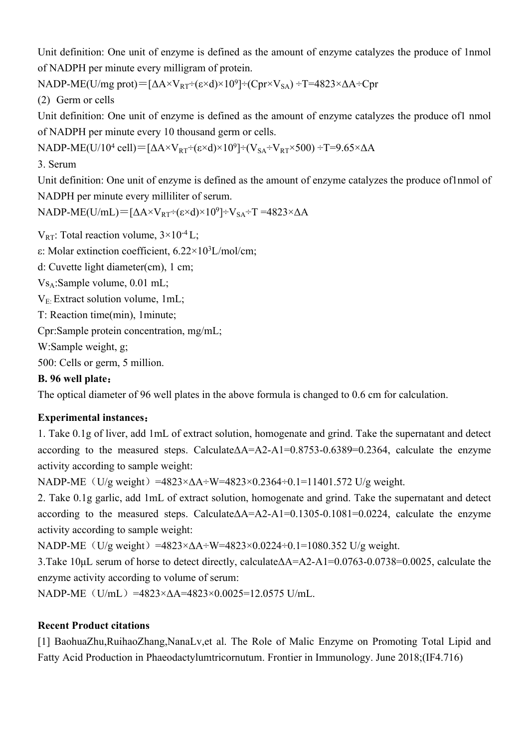Unit definition: One unit of enzyme is defined as the amount of enzyme catalyzes the produce of 1nmol of NADPH per minute every milligram of protein.

NADP-ME(U/mg prot)$=[\Delta A\times V_{RT}\div(\varepsilon\times d)\times10^9]\div(Cpr\times V_{SA})\div T=4823\times\Delta A\div Cpr$

(2) Germ or cells

Unit definition: One unit of enzyme is defined as the amount of enzyme catalyzes the produce of1 nmol of NADPH per minute every 10 thousand germ or cells.

NADP-ME(U/$10^4$ cell)$=[\Delta A\times V_{RT}\div(\varepsilon\times d)\times10^9]\div(V_{SA}\div V_{RT}\times500)\div T=9.65\times\Delta A$

3. Serum

Unit definition: One unit of enzyme is defined as the amount of enzyme catalyzes the produce of1nmol of NADPH per minute every milliliter of serum.

NADP-ME(U/mL)$=[\Delta A\times V_{RT}\div(\varepsilon\times d)\times10^9]\div V_{SA}\div T=4823\times\Delta A$

$V_{RT}$: Total reaction volume, $3\times10^{-4}$ L;

ε: Molar extinction coefficient, $6.22\times10^3$L/mol/cm;

d: Cuvette light diameter(cm), 1 cm;

$Vs_A$:Sample volume, 0.01 mL;

$V_{E:}$ Extract solution volume, 1mL;

T: Reaction time(min), 1minute;

Cpr:Sample protein concentration, mg/mL;

W:Sample weight, g;

500: Cells or germ, 5 million.

**B. 96 well plate：**

The optical diameter of 96 well plates in the above formula is changed to 0.6 cm for calculation.

**Experimental instances：**

1. Take 0.1g of liver, add 1mL of extract solution, homogenate and grind. Take the supernatant and detect according to the measured steps. Calculate$\Delta A=A2-A1=0.8753-0.6389=0.2364$, calculate the enzyme activity according to sample weight:

NADP-ME（U/g weight）$=4823\times\Delta A\div W=4823\times0.2364\div0.1=11401.572$ U/g weight.

2. Take 0.1g garlic, add 1mL of extract solution, homogenate and grind. Take the supernatant and detect according to the measured steps. Calculate$\Delta A=A2-A1=0.1305-0.1081=0.0224$, calculate the enzyme activity according to sample weight:

NADP-ME（U/g weight）$=4823\times\Delta A\div W=4823\times0.0224\div0.1=1080.352$ U/g weight.

3.Take 10μL serum of horse to detect directly, calculate$\Delta A=A2-A1=0.0763-0.0738=0.0025$, calculate the enzyme activity according to volume of serum:

NADP-ME（U/mL）$=4823\times\Delta A=4823\times0.0025=12.0575$ U/mL.

**Recent Product citations**

[1] BaohuaZhu,RuihaoZhang,NanaLv,et al. The Role of Malic Enzyme on Promoting Total Lipid and Fatty Acid Production in Phaeodactylumtricornutum. Frontier in Immunology. June 2018;(IF4.716)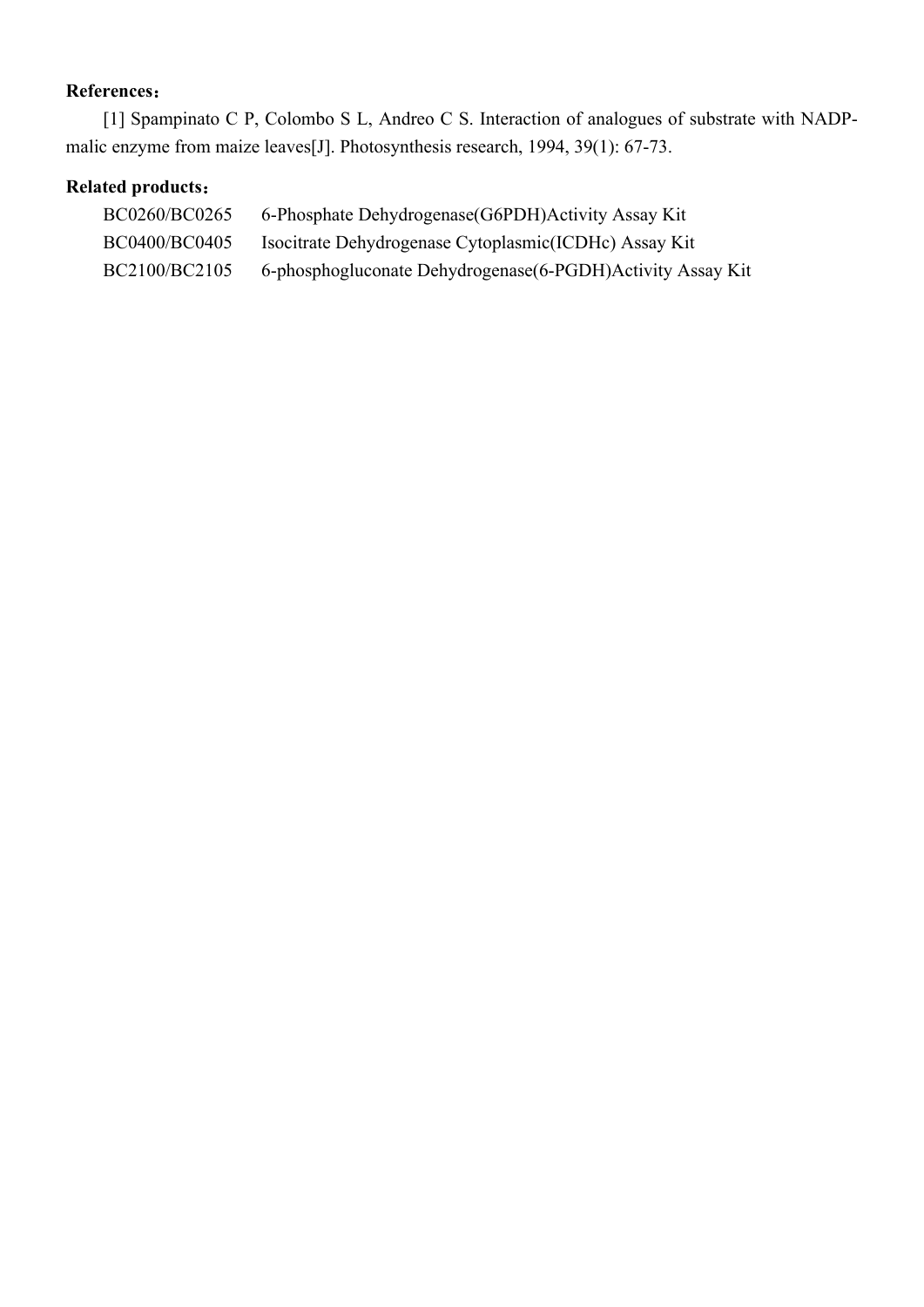**References：**

[1] Spampinato C P, Colombo S L, Andreo C S. Interaction of analogues of substrate with NADP-malic enzyme from maize leaves[J]. Photosynthesis research, 1994, 39(1): 67-73.

**Related products：**

| | |
|---|---|
| BC0260/BC0265 | 6-Phosphate Dehydrogenase(G6PDH)Activity Assay Kit |
| BC0400/BC0405 | Isocitrate Dehydrogenase Cytoplasmic(ICDHc) Assay Kit |
| BC2100/BC2105 | 6-phosphogluconate Dehydrogenase(6-PGDH)Activity Assay Kit |